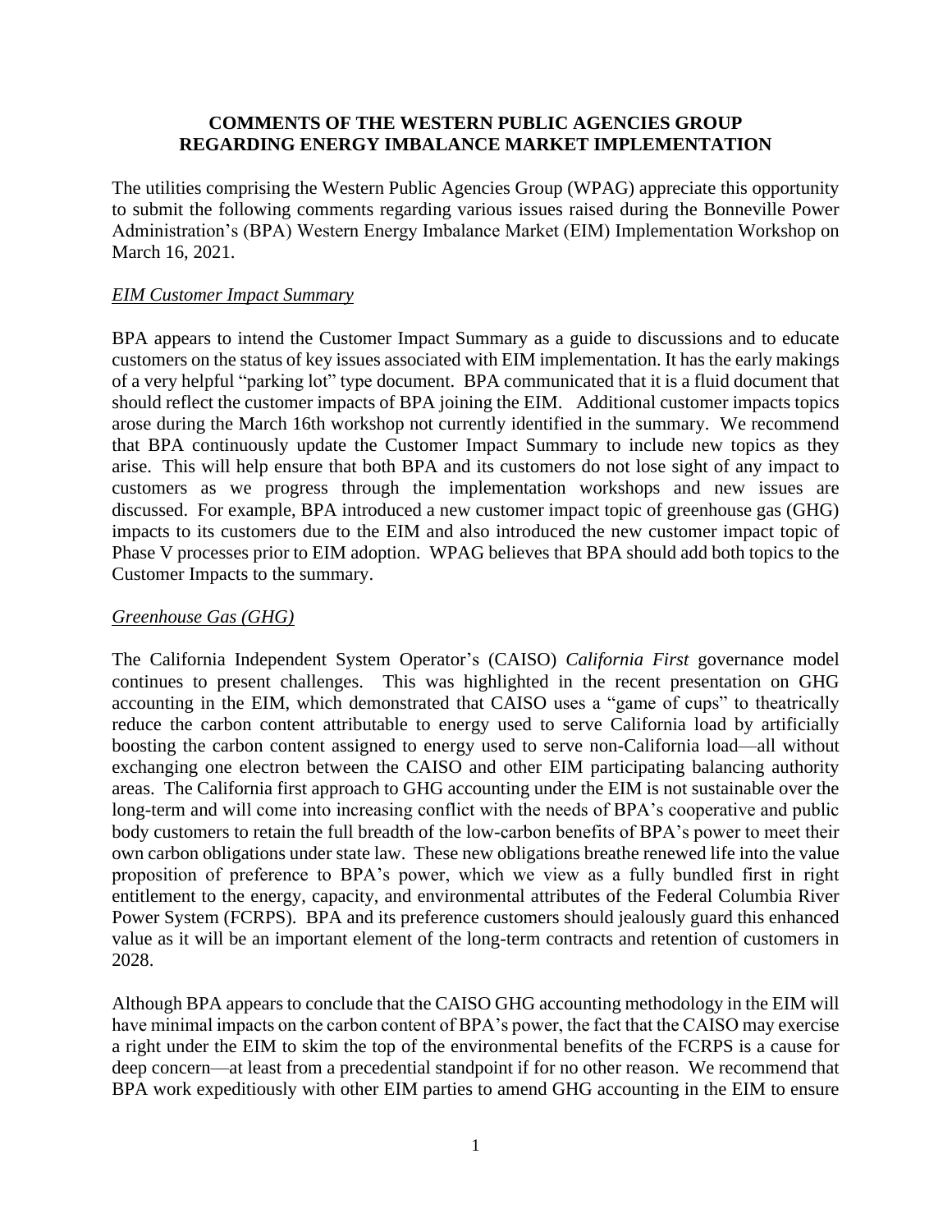**COMMENTS OF THE WESTERN PUBLIC AGENCIES GROUP REGARDING ENERGY IMBALANCE MARKET IMPLEMENTATION**

The utilities comprising the Western Public Agencies Group (WPAG) appreciate this opportunity to submit the following comments regarding various issues raised during the Bonneville Power Administration's (BPA) Western Energy Imbalance Market (EIM) Implementation Workshop on March 16, 2021.

*EIM Customer Impact Summary*

BPA appears to intend the Customer Impact Summary as a guide to discussions and to educate customers on the status of key issues associated with EIM implementation. It has the early makings of a very helpful "parking lot" type document. BPA communicated that it is a fluid document that should reflect the customer impacts of BPA joining the EIM. Additional customer impacts topics arose during the March 16th workshop not currently identified in the summary. We recommend that BPA continuously update the Customer Impact Summary to include new topics as they arise. This will help ensure that both BPA and its customers do not lose sight of any impact to customers as we progress through the implementation workshops and new issues are discussed. For example, BPA introduced a new customer impact topic of greenhouse gas (GHG) impacts to its customers due to the EIM and also introduced the new customer impact topic of Phase V processes prior to EIM adoption. WPAG believes that BPA should add both topics to the Customer Impacts to the summary.

*Greenhouse Gas (GHG)*

The California Independent System Operator's (CAISO) *California First* governance model continues to present challenges. This was highlighted in the recent presentation on GHG accounting in the EIM, which demonstrated that CAISO uses a "game of cups" to theatrically reduce the carbon content attributable to energy used to serve California load by artificially boosting the carbon content assigned to energy used to serve non-California load—all without exchanging one electron between the CAISO and other EIM participating balancing authority areas. The California first approach to GHG accounting under the EIM is not sustainable over the long-term and will come into increasing conflict with the needs of BPA's cooperative and public body customers to retain the full breadth of the low-carbon benefits of BPA's power to meet their own carbon obligations under state law. These new obligations breathe renewed life into the value proposition of preference to BPA's power, which we view as a fully bundled first in right entitlement to the energy, capacity, and environmental attributes of the Federal Columbia River Power System (FCRPS). BPA and its preference customers should jealously guard this enhanced value as it will be an important element of the long-term contracts and retention of customers in 2028.

Although BPA appears to conclude that the CAISO GHG accounting methodology in the EIM will have minimal impacts on the carbon content of BPA's power, the fact that the CAISO may exercise a right under the EIM to skim the top of the environmental benefits of the FCRPS is a cause for deep concern—at least from a precedential standpoint if for no other reason. We recommend that BPA work expeditiously with other EIM parties to amend GHG accounting in the EIM to ensure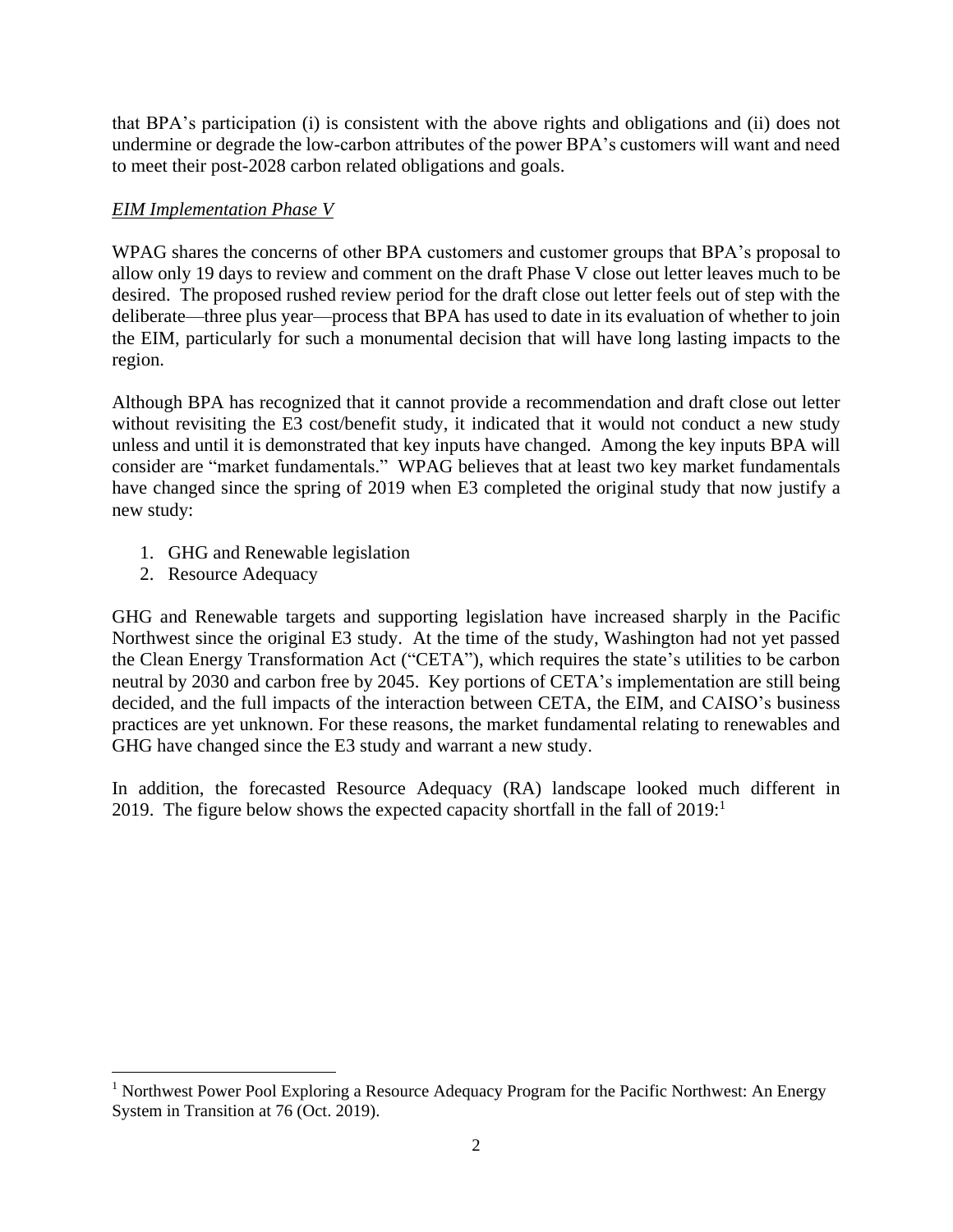that BPA's participation (i) is consistent with the above rights and obligations and (ii) does not undermine or degrade the low-carbon attributes of the power BPA's customers will want and need to meet their post-2028 carbon related obligations and goals.

*EIM Implementation Phase V*

WPAG shares the concerns of other BPA customers and customer groups that BPA's proposal to allow only 19 days to review and comment on the draft Phase V close out letter leaves much to be desired. The proposed rushed review period for the draft close out letter feels out of step with the deliberate—three plus year—process that BPA has used to date in its evaluation of whether to join the EIM, particularly for such a monumental decision that will have long lasting impacts to the region.

Although BPA has recognized that it cannot provide a recommendation and draft close out letter without revisiting the E3 cost/benefit study, it indicated that it would not conduct a new study unless and until it is demonstrated that key inputs have changed. Among the key inputs BPA will consider are "market fundamentals." WPAG believes that at least two key market fundamentals have changed since the spring of 2019 when E3 completed the original study that now justify a new study:

1. GHG and Renewable legislation
2. Resource Adequacy

GHG and Renewable targets and supporting legislation have increased sharply in the Pacific Northwest since the original E3 study. At the time of the study, Washington had not yet passed the Clean Energy Transformation Act ("CETA"), which requires the state's utilities to be carbon neutral by 2030 and carbon free by 2045. Key portions of CETA's implementation are still being decided, and the full impacts of the interaction between CETA, the EIM, and CAISO's business practices are yet unknown. For these reasons, the market fundamental relating to renewables and GHG have changed since the E3 study and warrant a new study.

In addition, the forecasted Resource Adequacy (RA) landscape looked much different in 2019. The figure below shows the expected capacity shortfall in the fall of 2019:[1]

[1] Northwest Power Pool Exploring a Resource Adequacy Program for the Pacific Northwest: An Energy System in Transition at 76 (Oct. 2019).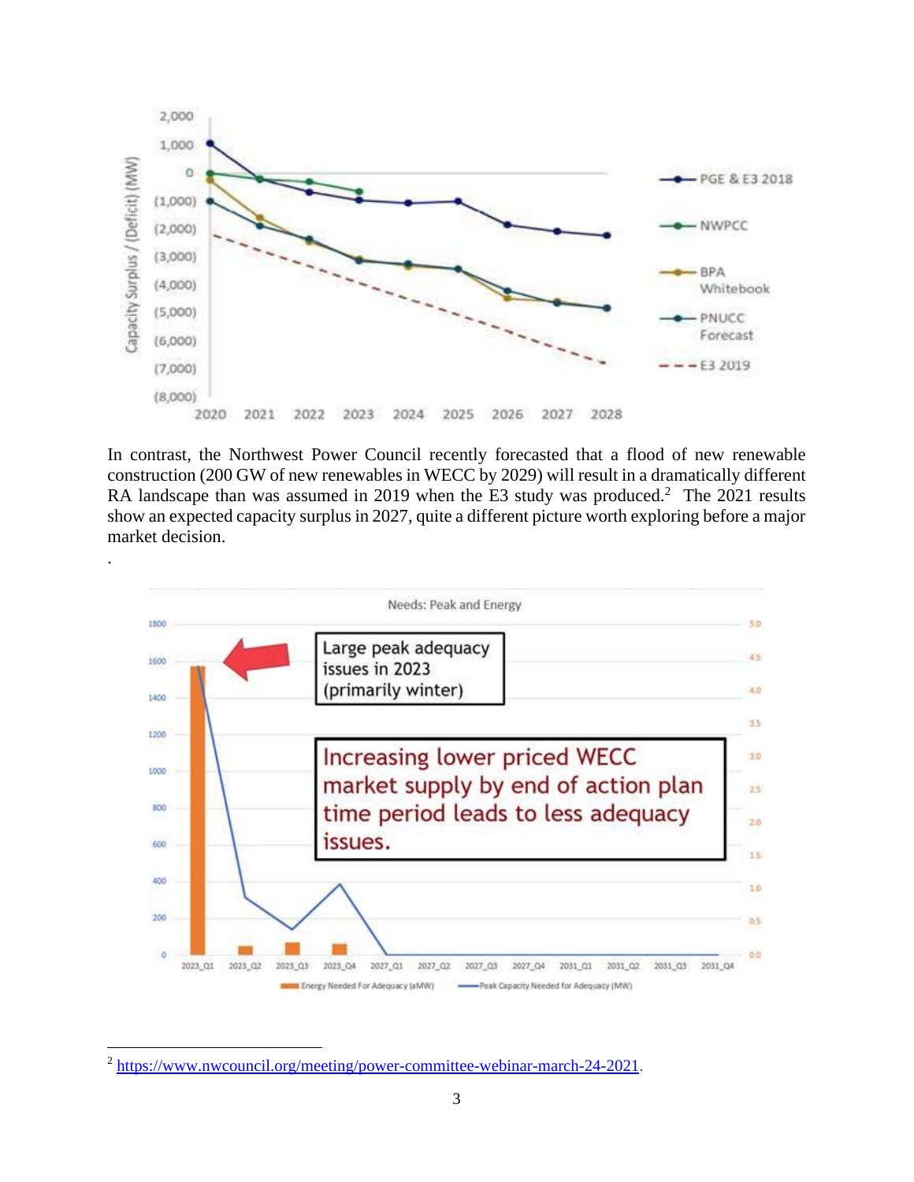In contrast, the Northwest Power Council recently forecasted that a flood of new renewable construction (200 GW of new renewables in WECC by 2029) will result in a dramatically different RA landscape than was assumed in 2019 when the E3 study was produced.[2] The 2021 results show an expected capacity surplus in 2027, quite a different picture worth exploring before a major market decision.

.

[2] https://www.nwcouncil.org/meeting/power-committee-webinar-march-24-2021.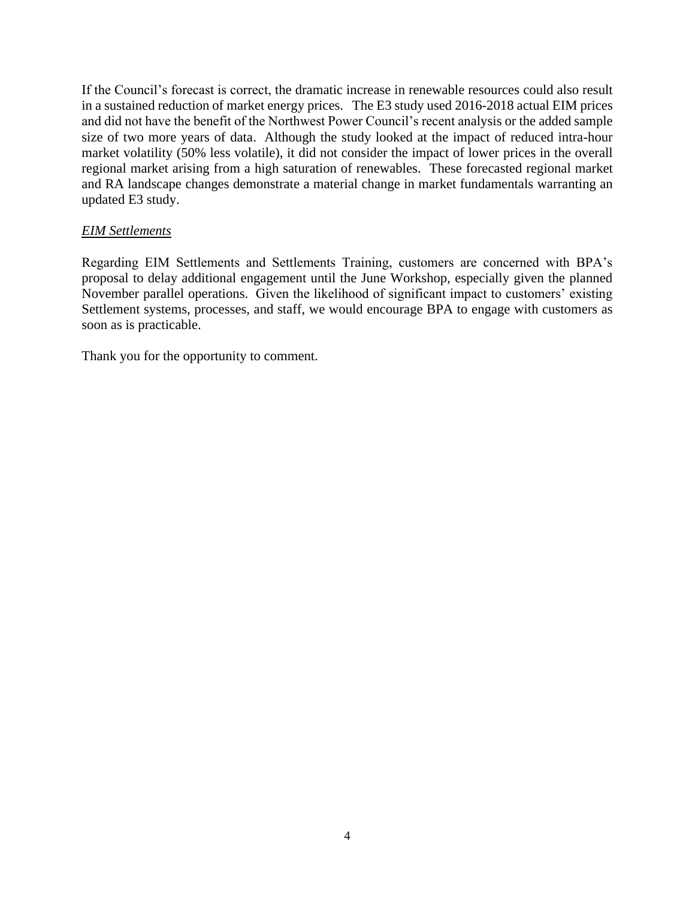If the Council's forecast is correct, the dramatic increase in renewable resources could also result in a sustained reduction of market energy prices. The E3 study used 2016-2018 actual EIM prices and did not have the benefit of the Northwest Power Council's recent analysis or the added sample size of two more years of data. Although the study looked at the impact of reduced intra-hour market volatility (50% less volatile), it did not consider the impact of lower prices in the overall regional market arising from a high saturation of renewables. These forecasted regional market and RA landscape changes demonstrate a material change in market fundamentals warranting an updated E3 study.

*EIM Settlements*

Regarding EIM Settlements and Settlements Training, customers are concerned with BPA's proposal to delay additional engagement until the June Workshop, especially given the planned November parallel operations. Given the likelihood of significant impact to customers' existing Settlement systems, processes, and staff, we would encourage BPA to engage with customers as soon as is practicable.

Thank you for the opportunity to comment.